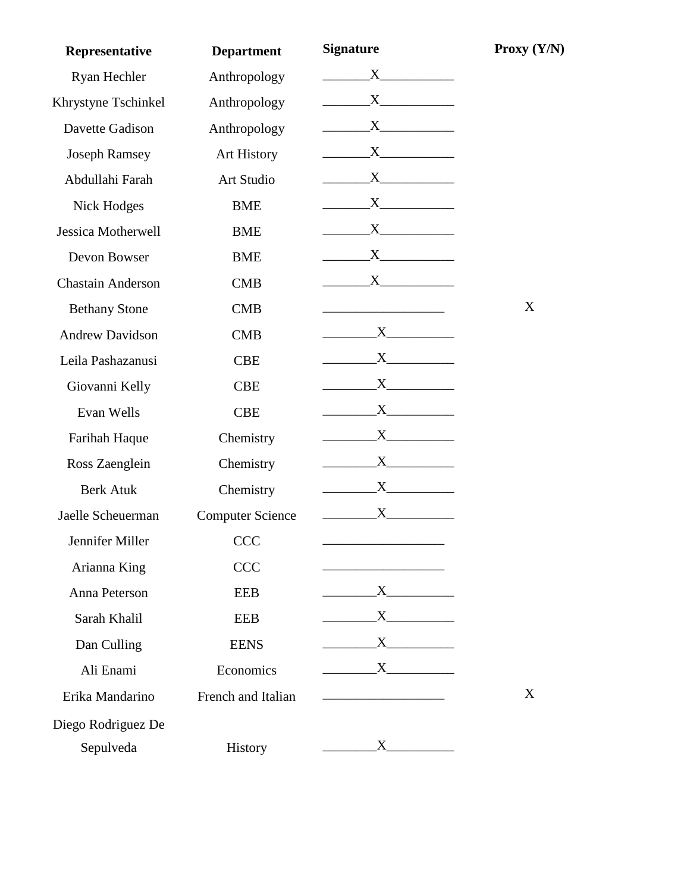| Representative | Department | Signature | Proxy (Y/N) |
|---|---|---|---|
| Ryan Hechler | Anthropology | X | |
| Khrystyne Tschinkel | Anthropology | X | |
| Davette Gadison | Anthropology | X | |
| Joseph Ramsey | Art History | X | |
| Abdullahi Farah | Art Studio | X | |
| Nick Hodges | BME | X | |
| Jessica Motherwell | BME | X | |
| Devon Bowser | BME | X | |
| Chastain Anderson | CMB | X | |
| Bethany Stone | CMB | | X |
| Andrew Davidson | CMB | X | |
| Leila Pashazanusi | CBE | X | |
| Giovanni Kelly | CBE | X | |
| Evan Wells | CBE | X | |
| Farihah Haque | Chemistry | X | |
| Ross Zaenglein | Chemistry | X | |
| Berk Atuk | Chemistry | X | |
| Jaelle Scheuerman | Computer Science | X | |
| Jennifer Miller | CCC | | |
| Arianna King | CCC | | |
| Anna Peterson | EEB | X | |
| Sarah Khalil | EEB | X | |
| Dan Culling | EENS | X | |
| Ali Enami | Economics | X | |
| Erika Mandarino | French and Italian | | X |
| Diego Rodriguez De Sepulveda | History | X | |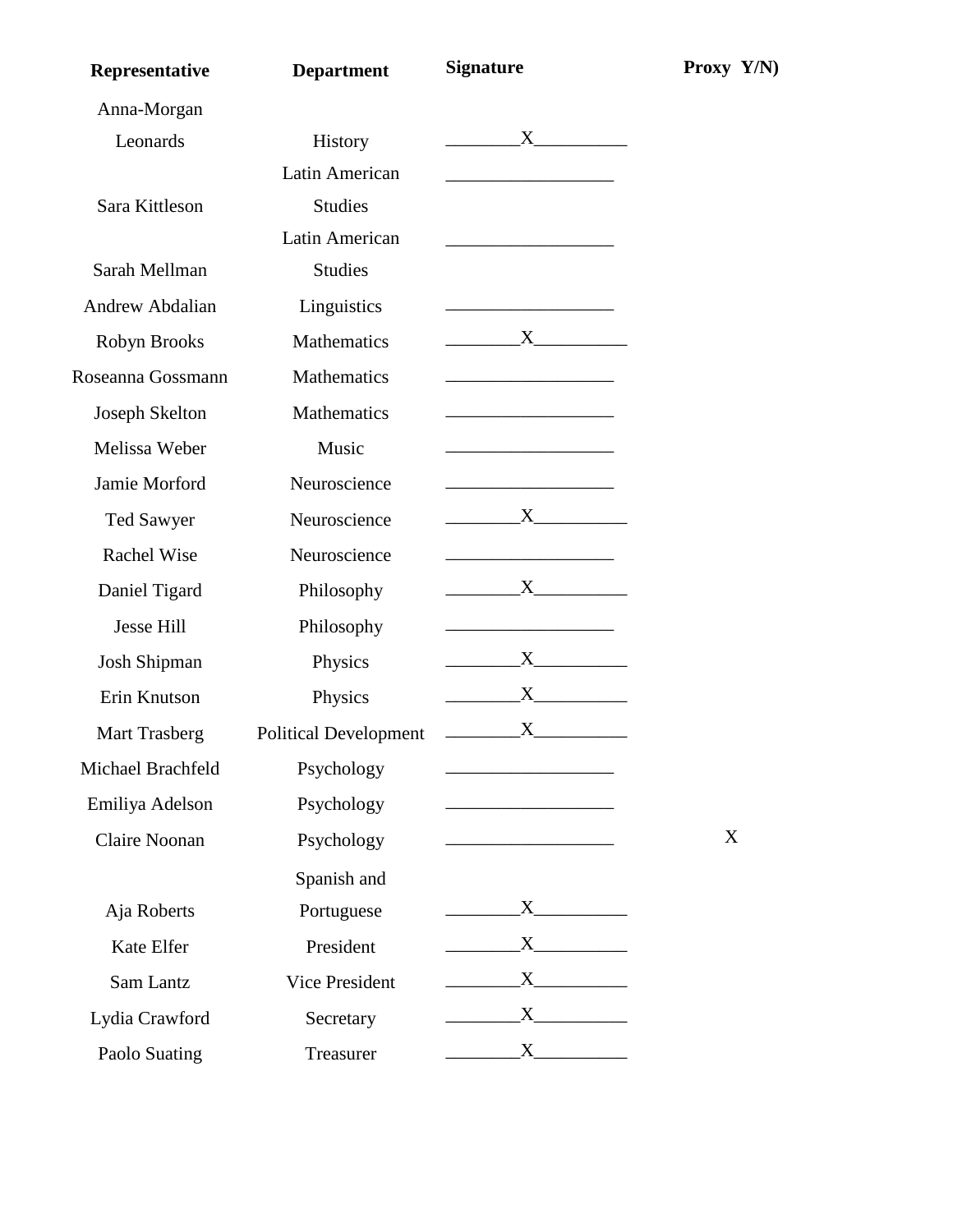| Representative | Department | Signature | Proxy Y/N) |
|---|---|---|---|
| Anna-Morgan Leonards | History | X | |
| Sara Kittleson | Latin American Studies | | |
| Sarah Mellman | Latin American Studies | | |
| Andrew Abdalian | Linguistics | | |
| Robyn Brooks | Mathematics | X | |
| Roseanna Gossmann | Mathematics | | |
| Joseph Skelton | Mathematics | | |
| Melissa Weber | Music | | |
| Jamie Morford | Neuroscience | | |
| Ted Sawyer | Neuroscience | X | |
| Rachel Wise | Neuroscience | | |
| Daniel Tigard | Philosophy | X | |
| Jesse Hill | Philosophy | | |
| Josh Shipman | Physics | X | |
| Erin Knutson | Physics | X | |
| Mart Trasberg | Political Development | X | |
| Michael Brachfeld | Psychology | | |
| Emiliya Adelson | Psychology | | |
| Claire Noonan | Psychology | | X |
| Aja Roberts | Spanish and Portuguese | X | |
| Kate Elfer | President | X | |
| Sam Lantz | Vice President | X | |
| Lydia Crawford | Secretary | X | |
| Paolo Suating | Treasurer | X | |